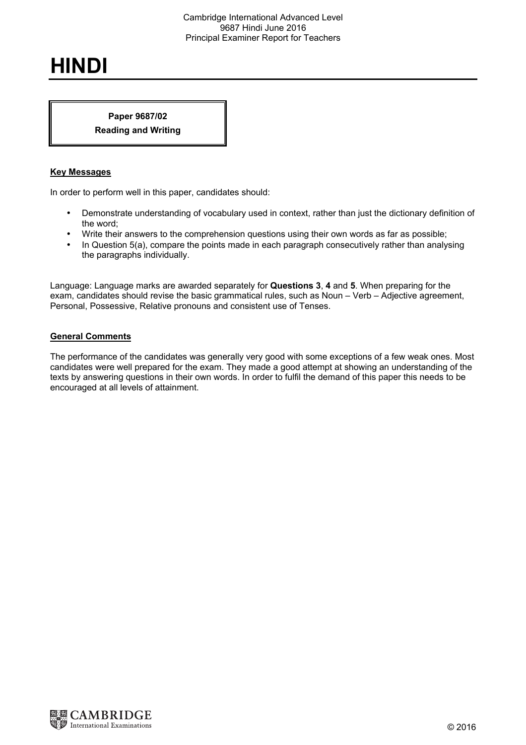# HINDI

**Paper 9687/02**
**Reading and Writing**

## Key Messages

In order to perform well in this paper, candidates should:

- Demonstrate understanding of vocabulary used in context, rather than just the dictionary definition of the word;
- Write their answers to the comprehension questions using their own words as far as possible;
- In Question 5(a), compare the points made in each paragraph consecutively rather than analysing the paragraphs individually.

Language: Language marks are awarded separately for **Questions 3**, **4** and **5**. When preparing for the exam, candidates should revise the basic grammatical rules, such as Noun – Verb – Adjective agreement, Personal, Possessive, Relative pronouns and consistent use of Tenses.

## General Comments

The performance of the candidates was generally very good with some exceptions of a few weak ones. Most candidates were well prepared for the exam. They made a good attempt at showing an understanding of the texts by answering questions in their own words. In order to fulfil the demand of this paper this needs to be encouraged at all levels of attainment.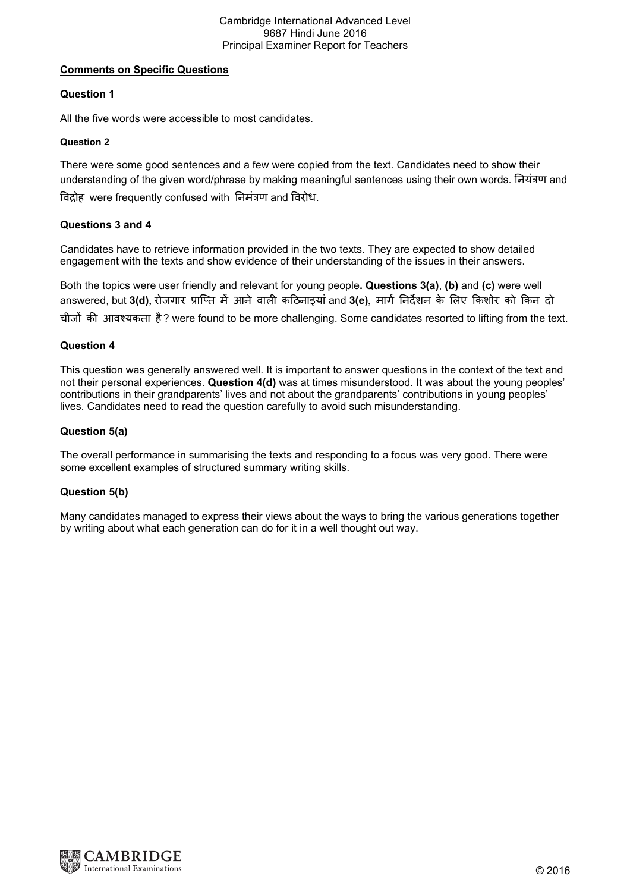## Comments on Specific Questions

### Question 1

All the five words were accessible to most candidates.

### Question 2

There were some good sentences and a few were copied from the text. Candidates need to show their understanding of the given word/phrase by making meaningful sentences using their own words. नियंत्रण and विद्रोह were frequently confused with निमंत्रण and विरोध.

### Questions 3 and 4

Candidates have to retrieve information provided in the two texts. They are expected to show detailed engagement with the texts and show evidence of their understanding of the issues in their answers.

Both the topics were user friendly and relevant for young people**. Questions 3(a)**, **(b)** and **(c)** were well answered, but **3(d)**, रोजगार प्राप्ति में आने वाली कठिनाइयां and **3(e)**, मार्ग निर्देशन के लिए किशोर को किन दो चीजों की आवश्यकता है? were found to be more challenging. Some candidates resorted to lifting from the text.

### Question 4

This question was generally answered well. It is important to answer questions in the context of the text and not their personal experiences. **Question 4(d)** was at times misunderstood. It was about the young peoples' contributions in their grandparents' lives and not about the grandparents' contributions in young peoples' lives. Candidates need to read the question carefully to avoid such misunderstanding.

### Question 5(a)

The overall performance in summarising the texts and responding to a focus was very good. There were some excellent examples of structured summary writing skills.

### Question 5(b)

Many candidates managed to express their views about the ways to bring the various generations together by writing about what each generation can do for it in a well thought out way.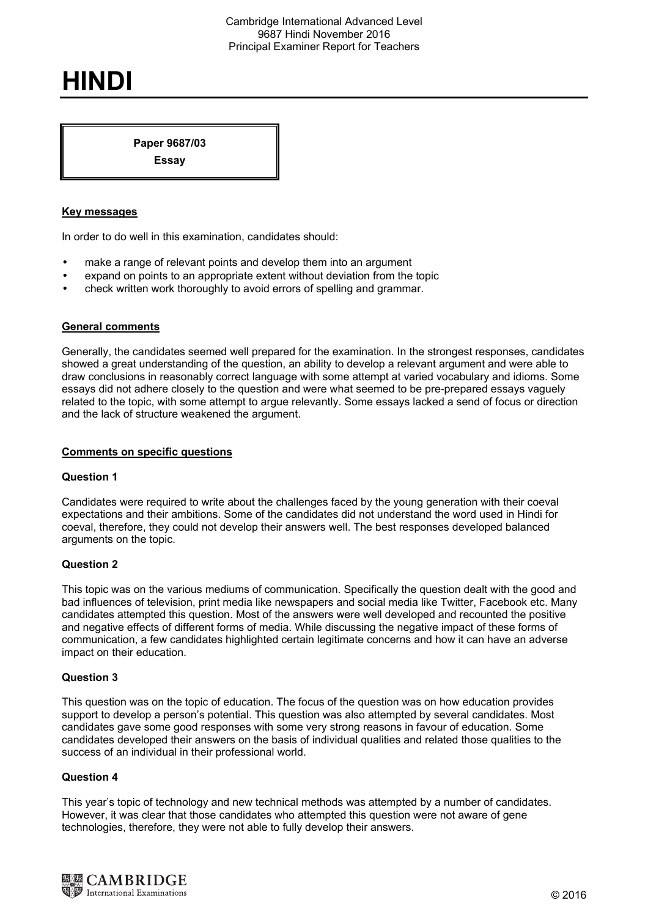# HINDI

**Paper 9687/03**

**Essay**

**Key messages**

In order to do well in this examination, candidates should:

- make a range of relevant points and develop them into an argument
- expand on points to an appropriate extent without deviation from the topic
- check written work thoroughly to avoid errors of spelling and grammar.

**General comments**

Generally, the candidates seemed well prepared for the examination. In the strongest responses, candidates showed a great understanding of the question, an ability to develop a relevant argument and were able to draw conclusions in reasonably correct language with some attempt at varied vocabulary and idioms. Some essays did not adhere closely to the question and were what seemed to be pre-prepared essays vaguely related to the topic, with some attempt to argue relevantly. Some essays lacked a send of focus or direction and the lack of structure weakened the argument.

**Comments on specific questions**

**Question 1**

Candidates were required to write about the challenges faced by the young generation with their coeval expectations and their ambitions. Some of the candidates did not understand the word used in Hindi for coeval, therefore, they could not develop their answers well. The best responses developed balanced arguments on the topic.

**Question 2**

This topic was on the various mediums of communication. Specifically the question dealt with the good and bad influences of television, print media like newspapers and social media like Twitter, Facebook etc. Many candidates attempted this question. Most of the answers were well developed and recounted the positive and negative effects of different forms of media. While discussing the negative impact of these forms of communication, a few candidates highlighted certain legitimate concerns and how it can have an adverse impact on their education.

**Question 3**

This question was on the topic of education. The focus of the question was on how education provides support to develop a person's potential. This question was also attempted by several candidates. Most candidates gave some good responses with some very strong reasons in favour of education. Some candidates developed their answers on the basis of individual qualities and related those qualities to the success of an individual in their professional world.

**Question 4**

This year's topic of technology and new technical methods was attempted by a number of candidates. However, it was clear that those candidates who attempted this question were not aware of gene technologies, therefore, they were not able to fully develop their answers.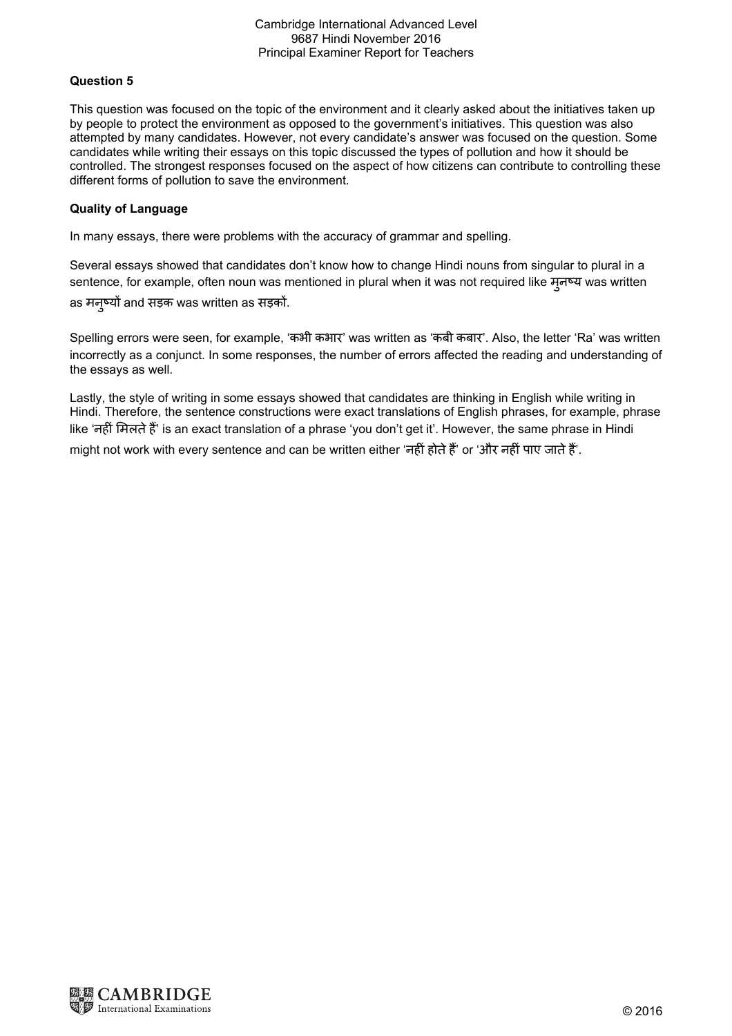**Question 5**

This question was focused on the topic of the environment and it clearly asked about the initiatives taken up by people to protect the environment as opposed to the government's initiatives. This question was also attempted by many candidates. However, not every candidate's answer was focused on the question. Some candidates while writing their essays on this topic discussed the types of pollution and how it should be controlled. The strongest responses focused on the aspect of how citizens can contribute to controlling these different forms of pollution to save the environment.

**Quality of Language**

In many essays, there were problems with the accuracy of grammar and spelling.

Several essays showed that candidates don't know how to change Hindi nouns from singular to plural in a sentence, for example, often noun was mentioned in plural when it was not required like मुनष्य was written as मनुष्यों and सड़क was written as सड़कों.

Spelling errors were seen, for example, 'कभी कभार' was written as 'कबी कबार'. Also, the letter 'Ra' was written incorrectly as a conjunct. In some responses, the number of errors affected the reading and understanding of the essays as well.

Lastly, the style of writing in some essays showed that candidates are thinking in English while writing in Hindi. Therefore, the sentence constructions were exact translations of English phrases, for example, phrase like 'नहीं मिलते हैं' is an exact translation of a phrase 'you don't get it'. However, the same phrase in Hindi might not work with every sentence and can be written either 'नहीं होते हैं' or 'और नहीं पाए जाते हैं'.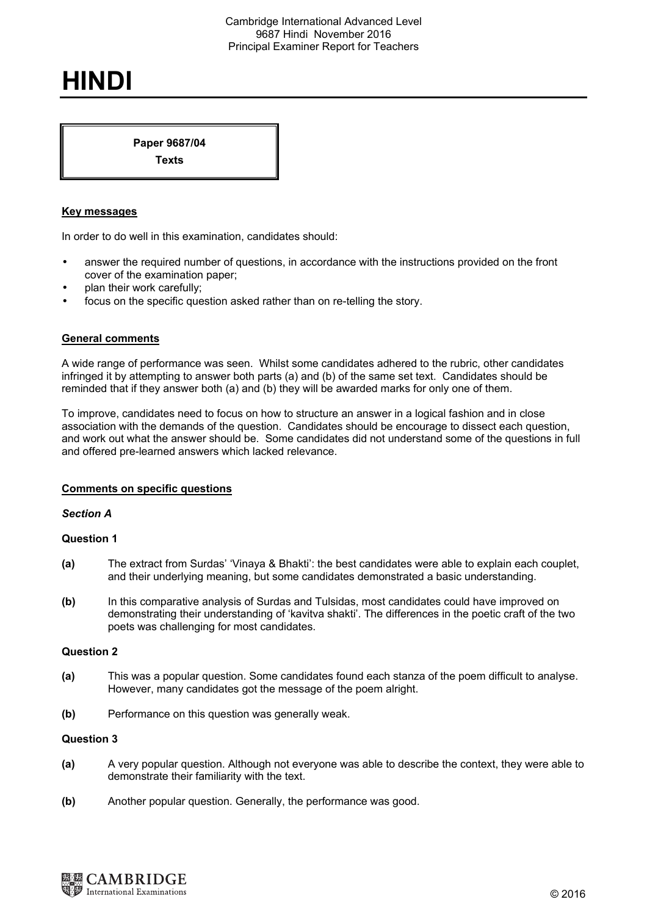# HINDI

**Paper 9687/04**
**Texts**

## Key messages

In order to do well in this examination, candidates should:

- answer the required number of questions, in accordance with the instructions provided on the front cover of the examination paper;
- plan their work carefully;
- focus on the specific question asked rather than on re-telling the story.

## General comments

A wide range of performance was seen. Whilst some candidates adhered to the rubric, other candidates infringed it by attempting to answer both parts (a) and (b) of the same set text. Candidates should be reminded that if they answer both (a) and (b) they will be awarded marks for only one of them.

To improve, candidates need to focus on how to structure an answer in a logical fashion and in close association with the demands of the question. Candidates should be encourage to dissect each question, and work out what the answer should be. Some candidates did not understand some of the questions in full and offered pre-learned answers which lacked relevance.

## Comments on specific questions

### *Section A*

**Question 1**

**(a)** The extract from Surdas' 'Vinaya & Bhakti': the best candidates were able to explain each couplet, and their underlying meaning, but some candidates demonstrated a basic understanding.

**(b)** In this comparative analysis of Surdas and Tulsidas, most candidates could have improved on demonstrating their understanding of 'kavitva shakti'. The differences in the poetic craft of the two poets was challenging for most candidates.

**Question 2**

**(a)** This was a popular question. Some candidates found each stanza of the poem difficult to analyse. However, many candidates got the message of the poem alright.

**(b)** Performance on this question was generally weak.

**Question 3**

**(a)** A very popular question. Although not everyone was able to describe the context, they were able to demonstrate their familiarity with the text.

**(b)** Another popular question. Generally, the performance was good.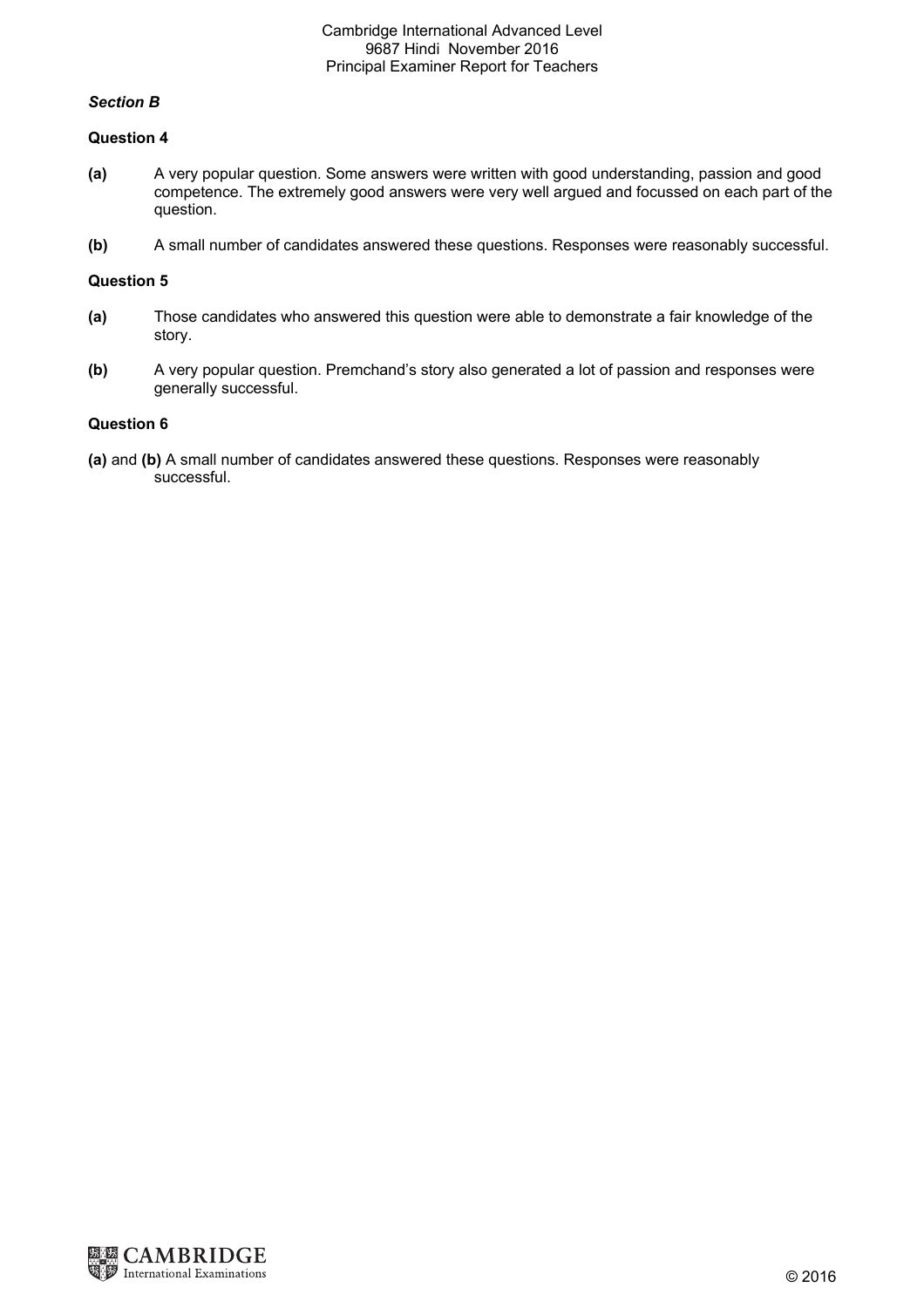### *Section B*

**Question 4**

**(a)** A very popular question. Some answers were written with good understanding, passion and good competence. The extremely good answers were very well argued and focussed on each part of the question.

**(b)** A small number of candidates answered these questions. Responses were reasonably successful.

**Question 5**

**(a)** Those candidates who answered this question were able to demonstrate a fair knowledge of the story.

**(b)** A very popular question. Premchand's story also generated a lot of passion and responses were generally successful.

**Question 6**

**(a)** and **(b)** A small number of candidates answered these questions. Responses were reasonably successful.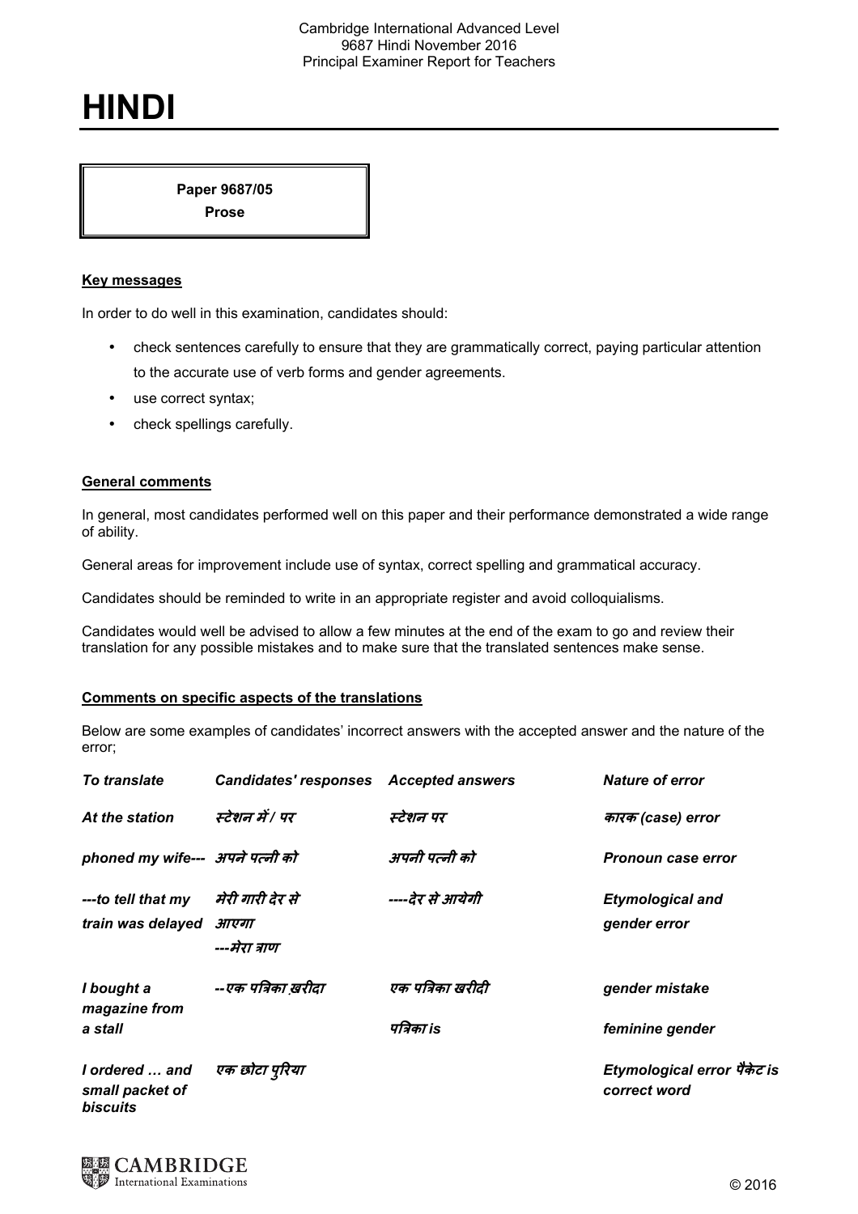# HINDI

**Paper 9687/05**
**Prose**

## Key messages

In order to do well in this examination, candidates should:

- check sentences carefully to ensure that they are grammatically correct, paying particular attention to the accurate use of verb forms and gender agreements.
- use correct syntax;
- check spellings carefully.

## General comments

In general, most candidates performed well on this paper and their performance demonstrated a wide range of ability.

General areas for improvement include use of syntax, correct spelling and grammatical accuracy.

Candidates should be reminded to write in an appropriate register and avoid colloquialisms.

Candidates would well be advised to allow a few minutes at the end of the exam to go and review their translation for any possible mistakes and to make sure that the translated sentences make sense.

## Comments on specific aspects of the translations

Below are some examples of candidates' incorrect answers with the accepted answer and the nature of the error;

| *To translate* | *Candidates' responses* | *Accepted answers* | *Nature of error* |
|---|---|---|---|
| *At the station* | *स्टेशन में / पर* | *स्टेशन पर* | *कारक (case) error* |
| *phoned my wife---* | *अपने पत्नी को* | *अपनी पत्नी को* | *Pronoun case error* |
| *---to tell that my train was delayed* | *मेरी गारी देर से आएगा ---मेरा त्राण* | *----देर से आयेगी* | *Etymological and gender error* |
| *I bought a magazine from a stall* | *--एक पत्रिका ख़रीदा* | *एक पत्रिका खरीदी पत्रिका is* | *gender mistake feminine gender* |
| *I ordered … and small packet of biscuits* | *एक छोटा पुरिया* | | *Etymological error पैकेट is correct word* |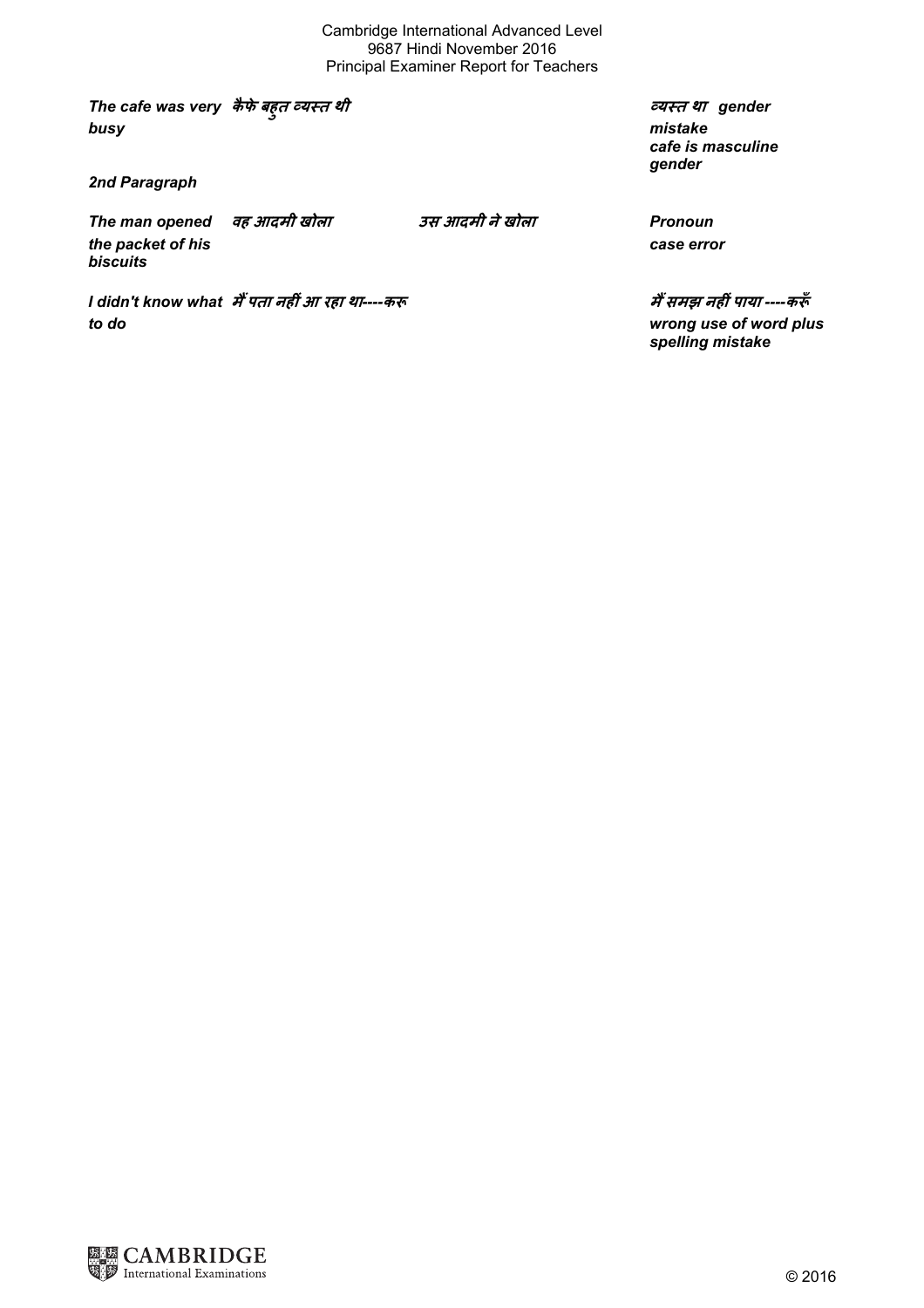| | | | |
|---|---|---|---|
| *The cafe was very busy* | *कैफे बहुत व्यस्त थी* | | *व्यस्त था gender mistake cafe is masculine gender* |
| *2nd Paragraph* | | | |
| *The man opened the packet of his biscuits* | *वह आदमी खोला* | *उस आदमी ने खोला* | *Pronoun case error* |
| *I didn't know what to do* | *मैं पता नहीं आ रहा था----करू* | | *मैं समझ नहीं पाया ----करूँ wrong use of word plus spelling mistake* |